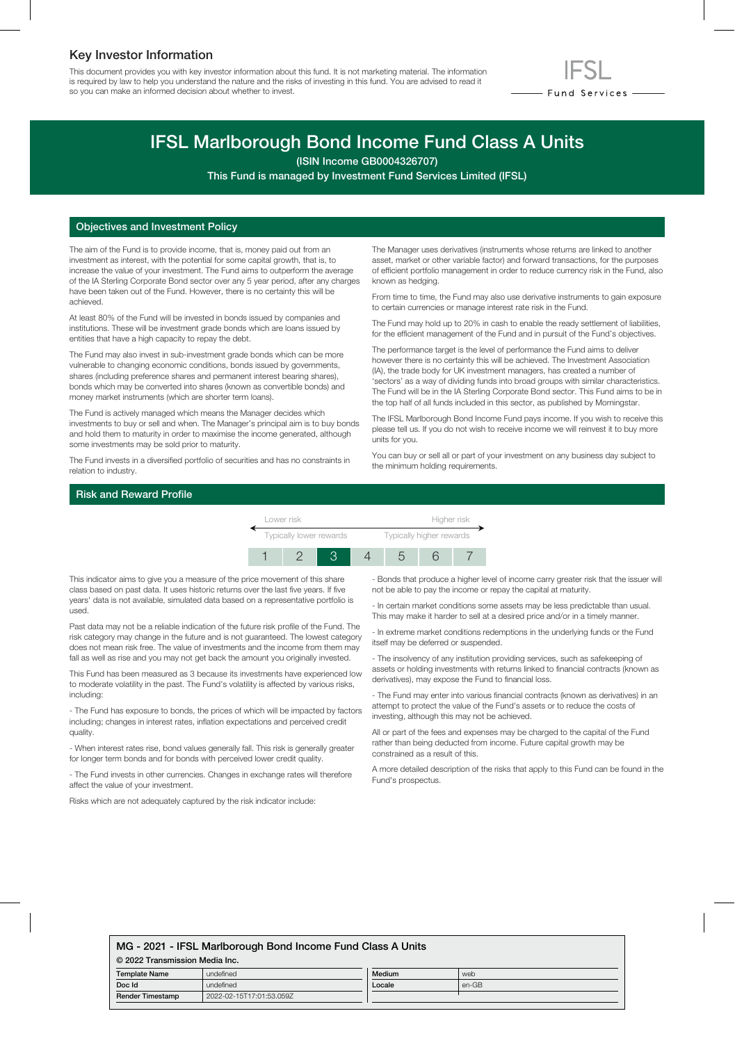## Key Investor Information

This document provides you with key investor information about this fund. It is not marketing material. The information is required by law to help you understand the nature and the risks of investing in this fund. You are advised to read it so you can make an informed decision about whether to invest.

IFSL Fund Services

# IFSL Marlborough Bond Income Fund Class A Units

**(ISIN Income GB0004326707)**

**This Fund is managed by Investment Fund Services Limited (IFSL)**

## Objectives and Investment Policy

The aim of the Fund is to provide income, that is, money paid out from an investment as interest, with the potential for some capital growth, that is, to increase the value of your investment. The Fund aims to outperform the average of the IA Sterling Corporate Bond sector over any 5 year period, after any charges have been taken out of the Fund. However, there is no certainty this will be achieved.

At least 80% of the Fund will be invested in bonds issued by companies and institutions. These will be investment grade bonds which are loans issued by entities that have a high capacity to repay the debt.

The Fund may also invest in sub-investment grade bonds which can be more vulnerable to changing economic conditions, bonds issued by governments, shares (including preference shares and permanent interest bearing shares), bonds which may be converted into shares (known as convertible bonds) and money market instruments (which are shorter term loans).

The Fund is actively managed which means the Manager decides which investments to buy or sell and when. The Manager's principal aim is to buy bonds and hold them to maturity in order to maximise the income generated, although some investments may be sold prior to maturity.

The Fund invests in a diversified portfolio of securities and has no constraints in relation to industry.

The Manager uses derivatives (instruments whose returns are linked to another asset, market or other variable factor) and forward transactions, for the purposes of efficient portfolio management in order to reduce currency risk in the Fund, also known as hedging.

From time to time, the Fund may also use derivative instruments to gain exposure to certain currencies or manage interest rate risk in the Fund.

The Fund may hold up to 20% in cash to enable the ready settlement of liabilities, for the efficient management of the Fund and in pursuit of the Fund's objectives.

The performance target is the level of performance the Fund aims to deliver however there is no certainty this will be achieved. The Investment Association (IA), the trade body for UK investment managers, has created a number of 'sectors' as a way of dividing funds into broad groups with similar characteristics. The Fund will be in the IA Sterling Corporate Bond sector. This Fund aims to be in the top half of all funds included in this sector, as published by Morningstar.

The IFSL Marlborough Bond Income Fund pays income. If you wish to receive this please tell us. If you do not wish to receive income we will reinvest it to buy more units for you.

You can buy or sell all or part of your investment on any business day subject to the minimum holding requirements.

## Risk and Reward Profile

| Lower risk | | | | | | Higher risk |
|---|---|---|---|---|---|---|
| Typically lower rewards | | | | | | Typically higher rewards |
| 1 | 2 | **3** | 4 | 5 | 6 | 7 |

This indicator aims to give you a measure of the price movement of this share class based on past data. It uses historic returns over the last five years. If five years' data is not available, simulated data based on a representative portfolio is used.

Past data may not be a reliable indication of the future risk profile of the Fund. The risk category may change in the future and is not guaranteed. The lowest category does not mean risk free. The value of investments and the income from them may fall as well as rise and you may not get back the amount you originally invested.

This Fund has been measured as 3 because its investments have experienced low to moderate volatility in the past. The Fund's volatility is affected by various risks, including:

- The Fund has exposure to bonds, the prices of which will be impacted by factors including; changes in interest rates, inflation expectations and perceived credit quality.

- When interest rates rise, bond values generally fall. This risk is generally greater for longer term bonds and for bonds with perceived lower credit quality.

- The Fund invests in other currencies. Changes in exchange rates will therefore affect the value of your investment.

Risks which are not adequately captured by the risk indicator include:

- Bonds that produce a higher level of income carry greater risk that the issuer will not be able to pay the income or repay the capital at maturity.

- In certain market conditions some assets may be less predictable than usual. This may make it harder to sell at a desired price and/or in a timely manner.

- In extreme market conditions redemptions in the underlying funds or the Fund itself may be deferred or suspended.

- The insolvency of any institution providing services, such as safekeeping of assets or holding investments with returns linked to financial contracts (known as derivatives), may expose the Fund to financial loss.

- The Fund may enter into various financial contracts (known as derivatives) in an attempt to protect the value of the Fund's assets or to reduce the costs of investing, although this may not be achieved.

All or part of the fees and expenses may be charged to the capital of the Fund rather than being deducted from income. Future capital growth may be constrained as a result of this.

A more detailed description of the risks that apply to this Fund can be found in the Fund's prospectus.

**MG - 2021 - IFSL Marlborough Bond Income Fund Class A Units**

**© 2022 Transmission Media Inc.**

| Template Name | undefined | Medium | web |
|---|---|---|---|
| Doc Id | undefined | Locale | en-GB |
| Render Timestamp | 2022-02-15T17:01:53.059Z | | |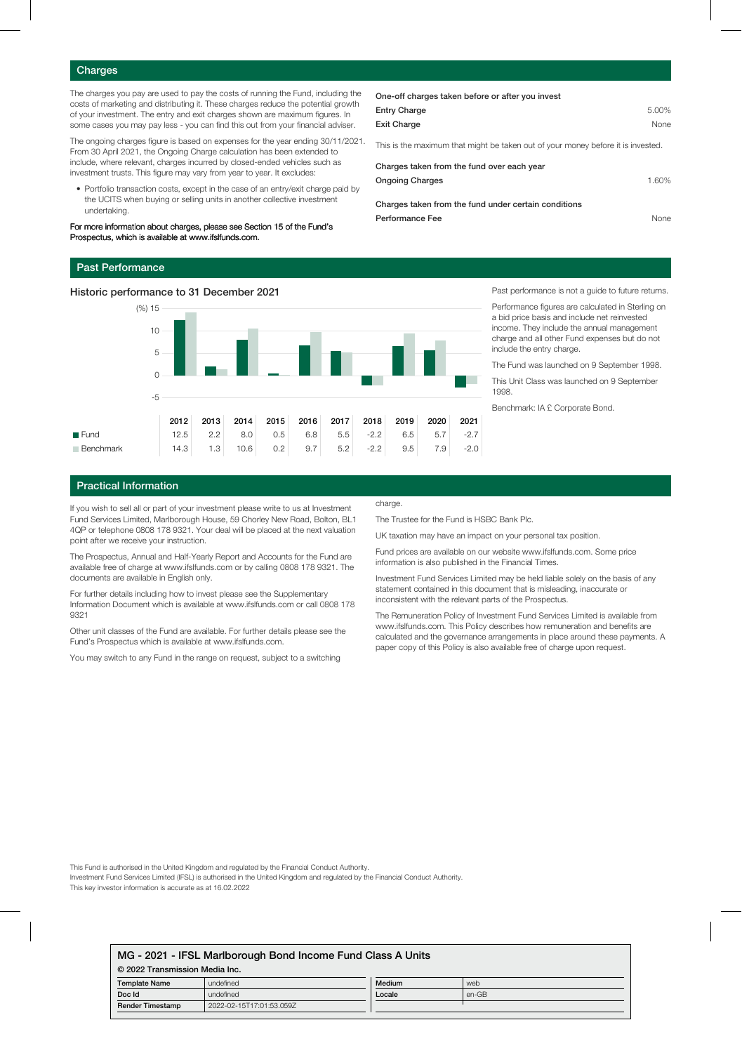## Charges

The charges you pay are used to pay the costs of running the Fund, including the costs of marketing and distributing it. These charges reduce the potential growth of your investment. The entry and exit charges shown are maximum figures. In some cases you may pay less - you can find this out from your financial adviser.

The ongoing charges figure is based on expenses for the year ending 30/11/2021. From 30 April 2021, the Ongoing Charge calculation has been extended to include, where relevant, charges incurred by closed-ended vehicles such as investment trusts. This figure may vary from year to year. It excludes:

- Portfolio transaction costs, except in the case of an entry/exit charge paid by the UCITS when buying or selling units in another collective investment undertaking.

For more information about charges, please see Section 15 of the Fund's Prospectus, which is available at www.ifslfunds.com.

| One-off charges taken before or after you invest | |
|---|---|
| **Entry Charge** | 5.00% |
| **Exit Charge** | None |

This is the maximum that might be taken out of your money before it is invested.

| Charges taken from the fund over each year | |
|---|---|
| **Ongoing Charges** | 1.60% |

| Charges taken from the fund under certain conditions | |
|---|---|
| **Performance Fee** | None |

## Past Performance

### Historic performance to 31 December 2021

(%) 15
10
5
0
-5

| | 2012 | 2013 | 2014 | 2015 | 2016 | 2017 | 2018 | 2019 | 2020 | 2021 |
|---|---|---|---|---|---|---|---|---|---|---|
| Fund | 12.5 | 2.2 | 8.0 | 0.5 | 6.8 | 5.5 | -2.2 | 6.5 | 5.7 | -2.7 |
| Benchmark | 14.3 | 1.3 | 10.6 | 0.2 | 9.7 | 5.2 | -2.2 | 9.5 | 7.9 | -2.0 |

Past performance is not a guide to future returns.

Performance figures are calculated in Sterling on a bid price basis and include net reinvested income. They include the annual management charge and all other Fund expenses but do not include the entry charge.

The Fund was launched on 9 September 1998.

This Unit Class was launched on 9 September 1998.

Benchmark: IA £ Corporate Bond.

## Practical Information

If you wish to sell all or part of your investment please write to us at Investment Fund Services Limited, Marlborough House, 59 Chorley New Road, Bolton, BL1 4QP or telephone 0808 178 9321. Your deal will be placed at the next valuation point after we receive your instruction.

The Prospectus, Annual and Half-Yearly Report and Accounts for the Fund are available free of charge at www.ifslfunds.com or by calling 0808 178 9321. The documents are available in English only.

For further details including how to invest please see the Supplementary Information Document which is available at www.ifslfunds.com or call 0808 178 9321

Other unit classes of the Fund are available. For further details please see the Fund's Prospectus which is available at www.ifslfunds.com.

You may switch to any Fund in the range on request, subject to a switching charge.

The Trustee for the Fund is HSBC Bank Plc.

UK taxation may have an impact on your personal tax position.

Fund prices are available on our website www.ifslfunds.com. Some price information is also published in the Financial Times.

Investment Fund Services Limited may be held liable solely on the basis of any statement contained in this document that is misleading, inaccurate or inconsistent with the relevant parts of the Prospectus.

The Remuneration Policy of Investment Fund Services Limited is available from www.ifslfunds.com. This Policy describes how remuneration and benefits are calculated and the governance arrangements in place around these payments. A paper copy of this Policy is also available free of charge upon request.

This Fund is authorised in the United Kingdom and regulated by the Financial Conduct Authority.
Investment Fund Services Limited (IFSL) is authorised in the United Kingdom and regulated by the Financial Conduct Authority.
This key investor information is accurate as at 16.02.2022

**MG - 2021 - IFSL Marlborough Bond Income Fund Class A Units**
**© 2022 Transmission Media Inc.**

| | | | |
|---|---|---|---|
| **Template Name** | undefined | **Medium** | web |
| **Doc Id** | undefined | **Locale** | en-GB |
| **Render Timestamp** | 2022-02-15T17:01:53.059Z | | |